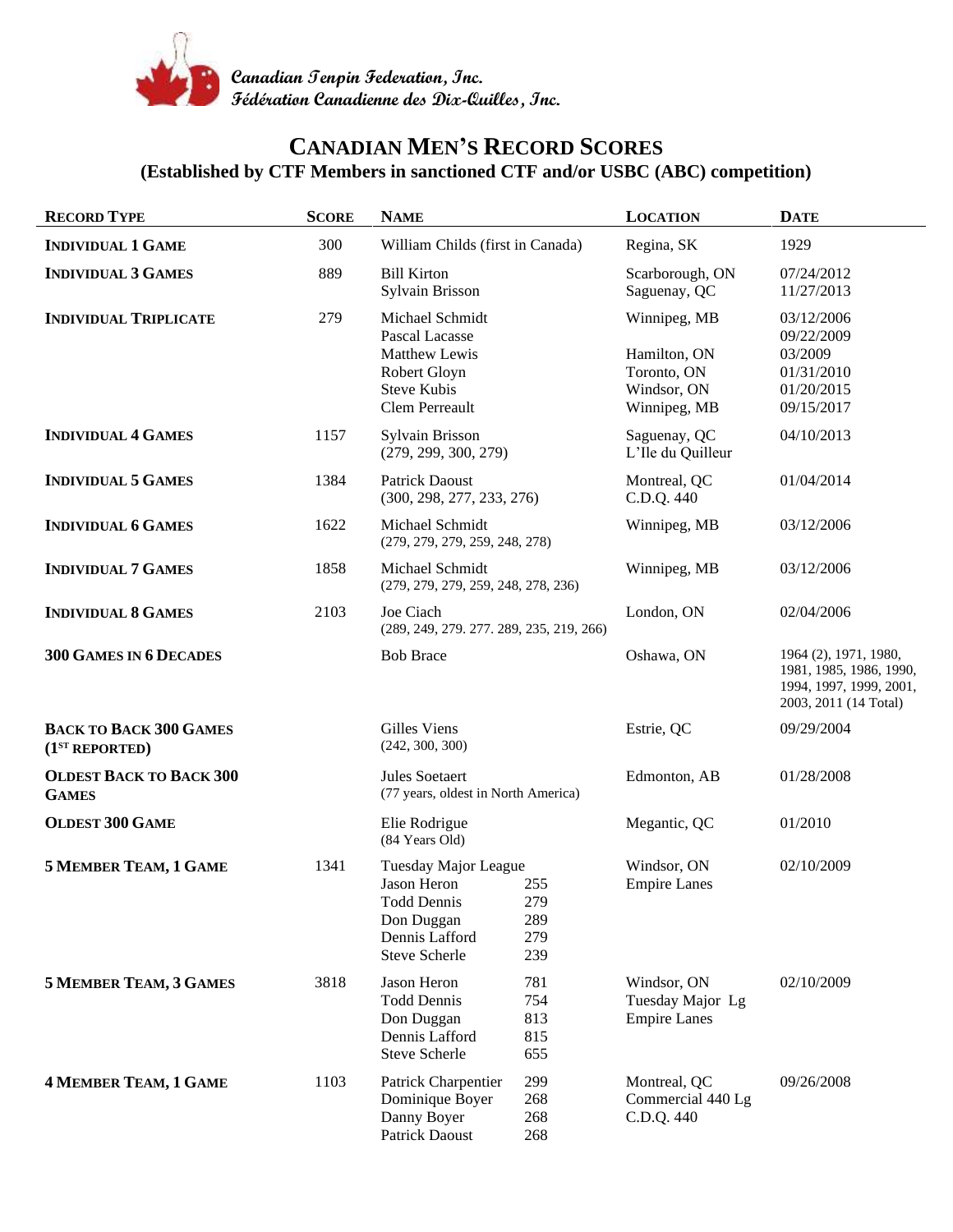Canadian Tenpin Federation, Inc.
Fédération Canadienne des Dix-Quilles, Inc.

# CANADIAN MEN'S RECORD SCORES

## (Established by CTF Members in sanctioned CTF and/or USBC (ABC) competition)

| RECORD TYPE | SCORE | NAME | LOCATION | DATE |
|---|---|---|---|---|
| **INDIVIDUAL 1 GAME** | 300 | William Childs (first in Canada) | Regina, SK | 1929 |
| **INDIVIDUAL 3 GAMES** | 889 | Bill Kirton<br>Sylvain Brisson | Scarborough, ON<br>Saguenay, QC | 07/24/2012<br>11/27/2013 |
| **INDIVIDUAL TRIPLICATE** | 279 | Michael Schmidt<br>Pascal Lacasse<br>Matthew Lewis<br>Robert Gloyn<br>Steve Kubis<br>Clem Perreault | Winnipeg, MB<br><br>Hamilton, ON<br>Toronto, ON<br>Windsor, ON<br>Winnipeg, MB | 03/12/2006<br>09/22/2009<br>03/2009<br>01/31/2010<br>01/20/2015<br>09/15/2017 |
| **INDIVIDUAL 4 GAMES** | 1157 | Sylvain Brisson<br>(279, 299, 300, 279) | Saguenay, QC<br>L'Ile du Quilleur | 04/10/2013 |
| **INDIVIDUAL 5 GAMES** | 1384 | Patrick Daoust<br>(300, 298, 277, 233, 276) | Montreal, QC<br>C.D.Q. 440 | 01/04/2014 |
| **INDIVIDUAL 6 GAMES** | 1622 | Michael Schmidt<br>(279, 279, 279, 259, 248, 278) | Winnipeg, MB | 03/12/2006 |
| **INDIVIDUAL 7 GAMES** | 1858 | Michael Schmidt<br>(279, 279, 279, 259, 248, 278, 236) | Winnipeg, MB | 03/12/2006 |
| **INDIVIDUAL 8 GAMES** | 2103 | Joe Ciach<br>(289, 249, 279. 277. 289, 235, 219, 266) | London, ON | 02/04/2006 |
| **300 GAMES IN 6 DECADES** | | Bob Brace | Oshawa, ON | 1964 (2), 1971, 1980, 1981, 1985, 1986, 1990, 1994, 1997, 1999, 2001, 2003, 2011 (14 Total) |
| **BACK TO BACK 300 GAMES (1ST REPORTED)** | | Gilles Viens<br>(242, 300, 300) | Estrie, QC | 09/29/2004 |
| **OLDEST BACK TO BACK 300 GAMES** | | Jules Soetaert<br>(77 years, oldest in North America) | Edmonton, AB | 01/28/2008 |
| **OLDEST 300 GAME** | | Elie Rodrigue<br>(84 Years Old) | Megantic, QC | 01/2010 |
| **5 MEMBER TEAM, 1 GAME** | 1341 | Tuesday Major League<br>Jason Heron 255<br>Todd Dennis 279<br>Don Duggan 289<br>Dennis Lafford 279<br>Steve Scherle 239 | Windsor, ON<br>Empire Lanes | 02/10/2009 |
| **5 MEMBER TEAM, 3 GAMES** | 3818 | Jason Heron 781<br>Todd Dennis 754<br>Don Duggan 813<br>Dennis Lafford 815<br>Steve Scherle 655 | Windsor, ON<br>Tuesday Major Lg<br>Empire Lanes | 02/10/2009 |
| **4 MEMBER TEAM, 1 GAME** | 1103 | Patrick Charpentier 299<br>Dominique Boyer 268<br>Danny Boyer 268<br>Patrick Daoust 268 | Montreal, QC<br>Commercial 440 Lg<br>C.D.Q. 440 | 09/26/2008 |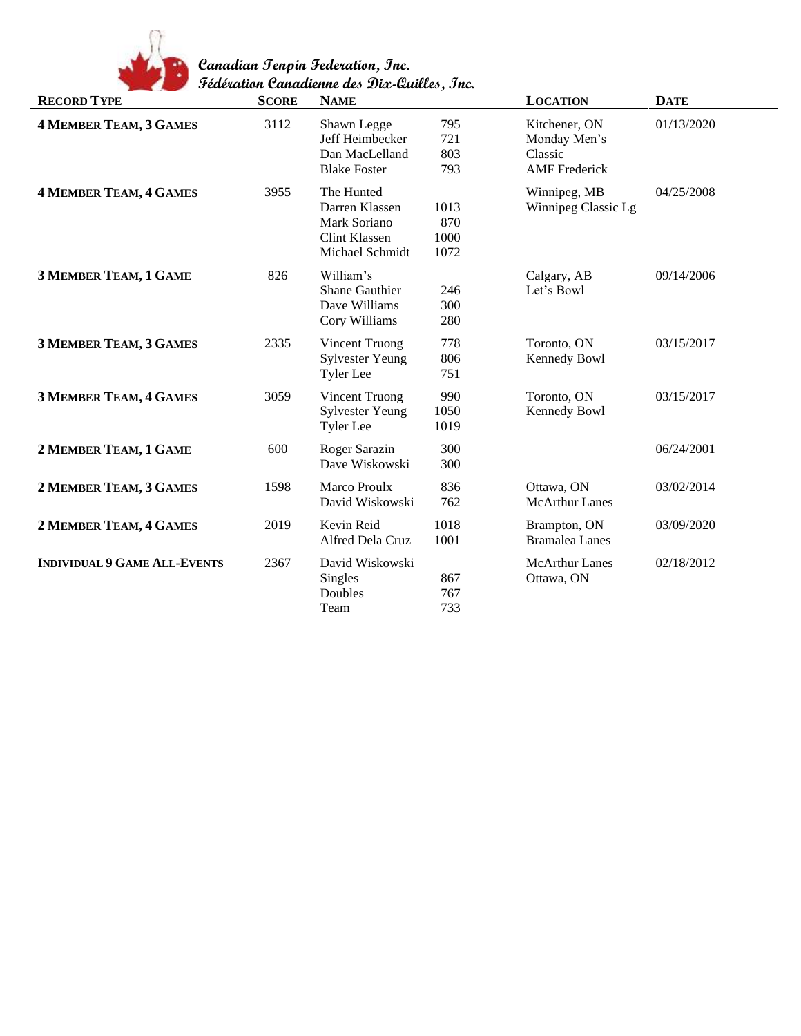**Canadian Tenpin Federation, Inc.**
**Fédération Canadienne des Dix-Quilles, Inc.**

| Record Type | Score | Name | | Location | Date |
|---|---|---|---|---|---|
| **4 Member Team, 3 Games** | 3112 | Shawn Legge<br>Jeff Heimbecker<br>Dan MacLelland<br>Blake Foster | 795<br>721<br>803<br>793 | Kitchener, ON<br>Monday Men's Classic<br>AMF Frederick | 01/13/2020 |
| **4 Member Team, 4 Games** | 3955 | The Hunted<br>Darren Klassen<br>Mark Soriano<br>Clint Klassen<br>Michael Schmidt | <br>1013<br>870<br>1000<br>1072 | Winnipeg, MB<br>Winnipeg Classic Lg | 04/25/2008 |
| **3 Member Team, 1 Game** | 826 | William's<br>Shane Gauthier<br>Dave Williams<br>Cory Williams | <br>246<br>300<br>280 | Calgary, AB<br>Let's Bowl | 09/14/2006 |
| **3 Member Team, 3 Games** | 2335 | Vincent Truong<br>Sylvester Yeung<br>Tyler Lee | 778<br>806<br>751 | Toronto, ON<br>Kennedy Bowl | 03/15/2017 |
| **3 Member Team, 4 Games** | 3059 | Vincent Truong<br>Sylvester Yeung<br>Tyler Lee | 990<br>1050<br>1019 | Toronto, ON<br>Kennedy Bowl | 03/15/2017 |
| **2 Member Team, 1 Game** | 600 | Roger Sarazin<br>Dave Wiskowski | 300<br>300 | | 06/24/2001 |
| **2 Member Team, 3 Games** | 1598 | Marco Proulx<br>David Wiskowski | 836<br>762 | Ottawa, ON<br>McArthur Lanes | 03/02/2014 |
| **2 Member Team, 4 Games** | 2019 | Kevin Reid<br>Alfred Dela Cruz | 1018<br>1001 | Brampton, ON<br>Bramalea Lanes | 03/09/2020 |
| **Individual 9 Game All-Events** | 2367 | David Wiskowski<br>Singles<br>Doubles<br>Team | <br>867<br>767<br>733 | McArthur Lanes<br>Ottawa, ON | 02/18/2012 |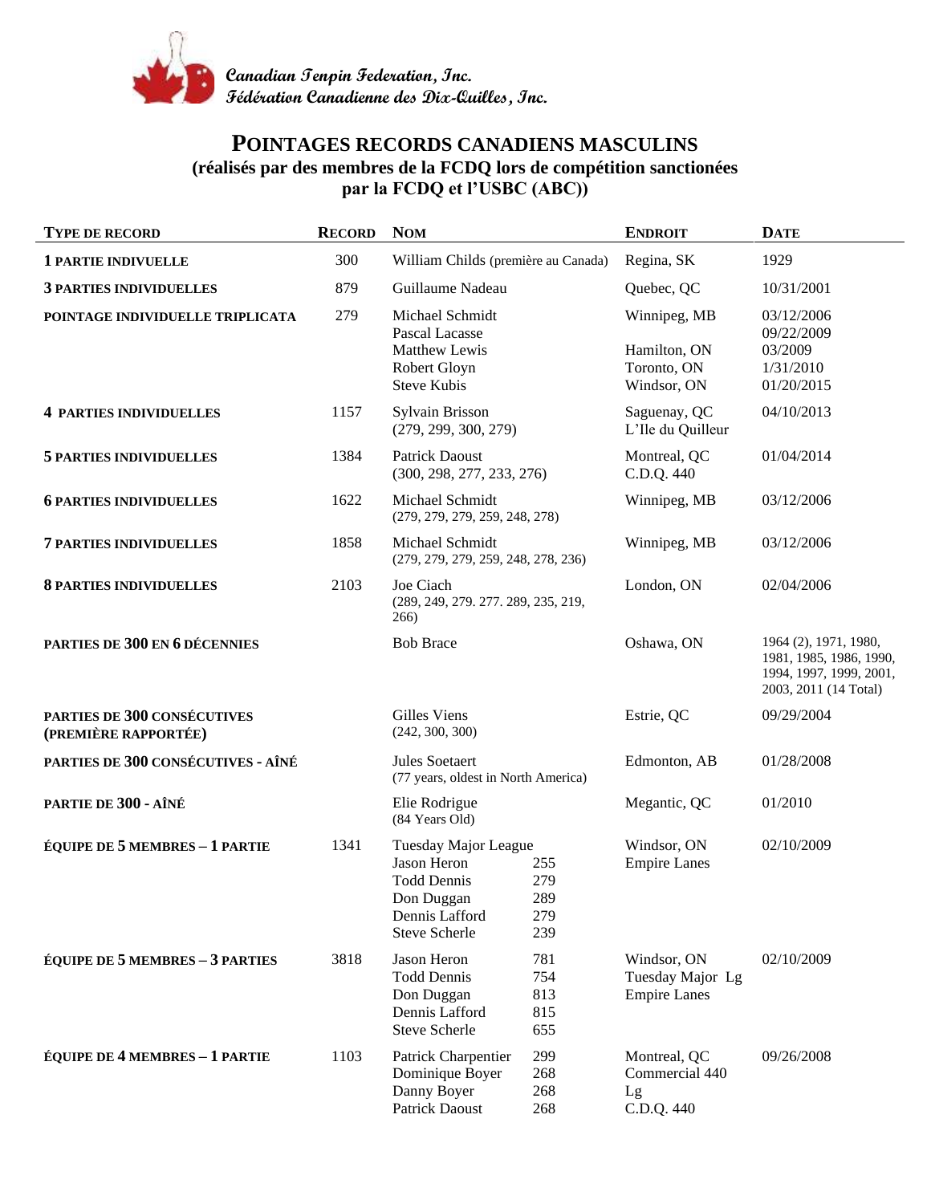**Canadian Tenpin Federation, Inc.**
**Fédération Canadienne des Dix-Quilles, Inc.**

# POINTAGES RECORDS CANADIENS MASCULINS

## (réalisés par des membres de la FCDQ lors de compétition sanctionées par la FCDQ et l'USBC (ABC))

| TYPE DE RECORD | RECORD | NOM | ENDROIT | DATE |
|---|---|---|---|---|
| **1 PARTIE INDIVUELLE** | 300 | William Childs (première au Canada) | Regina, SK | 1929 |
| **3 PARTIES INDIVIDUELLES** | 879 | Guillaume Nadeau | Quebec, QC | 10/31/2001 |
| **POINTAGE INDIVIDUELLE TRIPLICATA** | 279 | Michael Schmidt<br>Pascal Lacasse<br>Matthew Lewis<br>Robert Gloyn<br>Steve Kubis | Winnipeg, MB<br><br>Hamilton, ON<br>Toronto, ON<br>Windsor, ON | 03/12/2006<br>09/22/2009<br>03/2009<br>1/31/2010<br>01/20/2015 |
| **4 PARTIES INDIVIDUELLES** | 1157 | Sylvain Brisson<br>(279, 299, 300, 279) | Saguenay, QC<br>L'Ile du Quilleur | 04/10/2013 |
| **5 PARTIES INDIVIDUELLES** | 1384 | Patrick Daoust<br>(300, 298, 277, 233, 276) | Montreal, QC<br>C.D.Q. 440 | 01/04/2014 |
| **6 PARTIES INDIVIDUELLES** | 1622 | Michael Schmidt<br>(279, 279, 279, 259, 248, 278) | Winnipeg, MB | 03/12/2006 |
| **7 PARTIES INDIVIDUELLES** | 1858 | Michael Schmidt<br>(279, 279, 279, 259, 248, 278, 236) | Winnipeg, MB | 03/12/2006 |
| **8 PARTIES INDIVIDUELLES** | 2103 | Joe Ciach<br>(289, 249, 279. 277. 289, 235, 219, 266) | London, ON | 02/04/2006 |
| **PARTIES DE 300 EN 6 DÉCENNIES** | | Bob Brace | Oshawa, ON | 1964 (2), 1971, 1980, 1981, 1985, 1986, 1990, 1994, 1997, 1999, 2001, 2003, 2011 (14 Total) |
| **PARTIES DE 300 CONSÉCUTIVES (PREMIÈRE RAPPORTÉE)** | | Gilles Viens<br>(242, 300, 300) | Estrie, QC | 09/29/2004 |
| **PARTIES DE 300 CONSÉCUTIVES - AÎNÉ** | | Jules Soetaert<br>(77 years, oldest in North America) | Edmonton, AB | 01/28/2008 |
| **PARTIE DE 300 - AÎNÉ** | | Elie Rodrigue<br>(84 Years Old) | Megantic, QC | 01/2010 |
| **ÉQUIPE DE 5 MEMBRES – 1 PARTIE** | 1341 | Tuesday Major League<br>Jason Heron 255<br>Todd Dennis 279<br>Don Duggan 289<br>Dennis Lafford 279<br>Steve Scherle 239 | Windsor, ON<br>Empire Lanes | 02/10/2009 |
| **ÉQUIPE DE 5 MEMBRES – 3 PARTIES** | 3818 | Jason Heron 781<br>Todd Dennis 754<br>Don Duggan 813<br>Dennis Lafford 815<br>Steve Scherle 655 | Windsor, ON<br>Tuesday Major Lg<br>Empire Lanes | 02/10/2009 |
| **ÉQUIPE DE 4 MEMBRES – 1 PARTIE** | 1103 | Patrick Charpentier 299<br>Dominique Boyer 268<br>Danny Boyer 268<br>Patrick Daoust 268 | Montreal, QC<br>Commercial 440 Lg<br>C.D.Q. 440 | 09/26/2008 |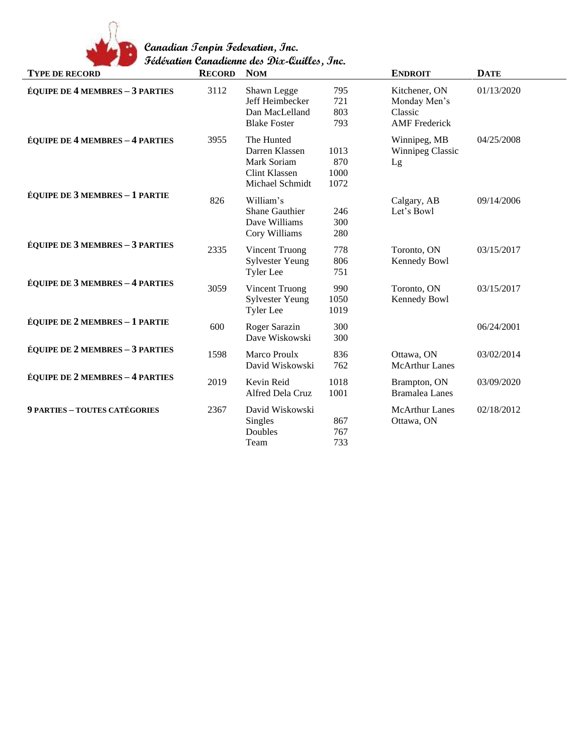**Canadian Tenpin Federation, Inc.**
**Fédération Canadienne des Dix-Quilles, Inc.**

| TYPE DE RECORD | RECORD | NOM | | ENDROIT | DATE |
|---|---|---|---|---|---|
| **ÉQUIPE DE 4 MEMBRES – 3 PARTIES** | 3112 | Shawn Legge<br>Jeff Heimbecker<br>Dan MacLelland<br>Blake Foster | 795<br>721<br>803<br>793 | Kitchener, ON<br>Monday Men's Classic<br>AMF Frederick | 01/13/2020 |
| **ÉQUIPE DE 4 MEMBRES – 4 PARTIES** | 3955 | The Hunted<br>Darren Klassen<br>Mark Soriam<br>Clint Klassen<br>Michael Schmidt | <br>1013<br>870<br>1000<br>1072 | Winnipeg, MB<br>Winnipeg Classic Lg | 04/25/2008 |
| **ÉQUIPE DE 3 MEMBRES – 1 PARTIE** | 826 | William's<br>Shane Gauthier<br>Dave Williams<br>Cory Williams | <br>246<br>300<br>280 | Calgary, AB<br>Let's Bowl | 09/14/2006 |
| **ÉQUIPE DE 3 MEMBRES – 3 PARTIES** | 2335 | Vincent Truong<br>Sylvester Yeung<br>Tyler Lee | 778<br>806<br>751 | Toronto, ON<br>Kennedy Bowl | 03/15/2017 |
| **ÉQUIPE DE 3 MEMBRES – 4 PARTIES** | 3059 | Vincent Truong<br>Sylvester Yeung<br>Tyler Lee | 990<br>1050<br>1019 | Toronto, ON<br>Kennedy Bowl | 03/15/2017 |
| **ÉQUIPE DE 2 MEMBRES – 1 PARTIE** | 600 | Roger Sarazin<br>Dave Wiskowski | 300<br>300 | | 06/24/2001 |
| **ÉQUIPE DE 2 MEMBRES – 3 PARTIES** | 1598 | Marco Proulx<br>David Wiskowski | 836<br>762 | Ottawa, ON<br>McArthur Lanes | 03/02/2014 |
| **ÉQUIPE DE 2 MEMBRES – 4 PARTIES** | 2019 | Kevin Reid<br>Alfred Dela Cruz | 1018<br>1001 | Brampton, ON<br>Bramalea Lanes | 03/09/2020 |
| **9 PARTIES – TOUTES CATÉGORIES** | 2367 | David Wiskowski<br>Singles<br>Doubles<br>Team | <br>867<br>767<br>733 | McArthur Lanes<br>Ottawa, ON | 02/18/2012 |